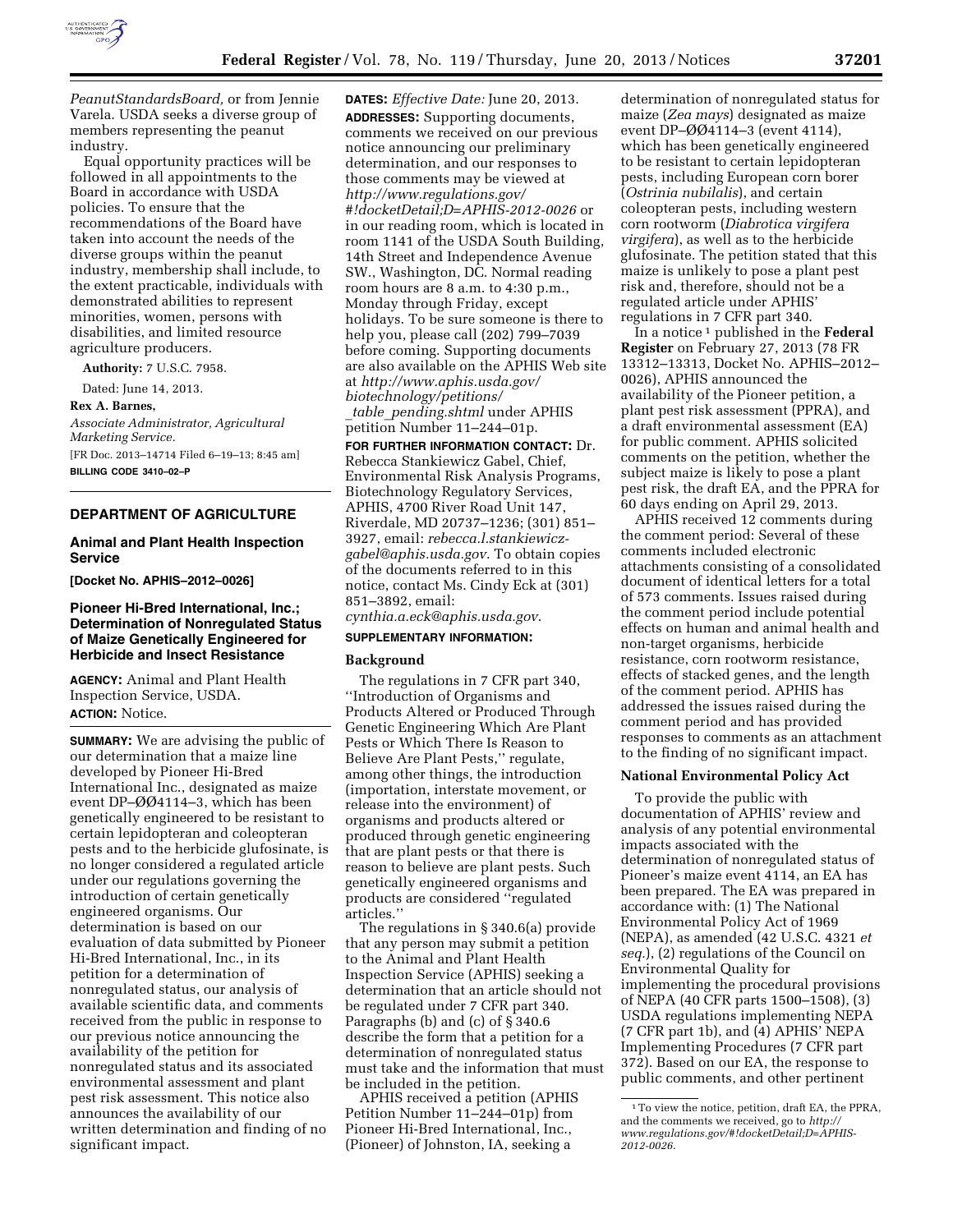*PeanutStandardsBoard,* or from Jennie Varela. USDA seeks a diverse group of members representing the peanut industry.

Equal opportunity practices will be followed in all appointments to the Board in accordance with USDA policies. To ensure that the recommendations of the Board have taken into account the needs of the diverse groups within the peanut industry, membership shall include, to the extent practicable, individuals with demonstrated abilities to represent minorities, women, persons with disabilities, and limited resource agriculture producers.

**Authority:** 7 U.S.C. 7958.

Dated: June 14, 2013.

**Rex A. Barnes,**

*Associate Administrator, Agricultural Marketing Service.*

[FR Doc. 2013–14714 Filed 6–19–13; 8:45 am]

**BILLING CODE 3410–02–P**

---

## DEPARTMENT OF AGRICULTURE

### Animal and Plant Health Inspection Service

**[Docket No. APHIS–2012–0026]**

### Pioneer Hi-Bred International, Inc.; Determination of Nonregulated Status of Maize Genetically Engineered for Herbicide and Insect Resistance

**AGENCY:** Animal and Plant Health Inspection Service, USDA.

**ACTION:** Notice.

**SUMMARY:** We are advising the public of our determination that a maize line developed by Pioneer Hi-Bred International Inc., designated as maize event DP–ØØ4114–3, which has been genetically engineered to be resistant to certain lepidopteran and coleopteran pests and to the herbicide glufosinate, is no longer considered a regulated article under our regulations governing the introduction of certain genetically engineered organisms. Our determination is based on our evaluation of data submitted by Pioneer Hi-Bred International, Inc., in its petition for a determination of nonregulated status, our analysis of available scientific data, and comments received from the public in response to our previous notice announcing the availability of the petition for nonregulated status and its associated environmental assessment and plant pest risk assessment. This notice also announces the availability of our written determination and finding of no significant impact.

**DATES:** *Effective Date:* June 20, 2013.

**ADDRESSES:** Supporting documents, comments we received on our previous notice announcing our preliminary determination, and our responses to those comments may be viewed at *http://www.regulations.gov/#!docketDetail;D=APHIS-2012-0026* or in our reading room, which is located in room 1141 of the USDA South Building, 14th Street and Independence Avenue SW., Washington, DC. Normal reading room hours are 8 a.m. to 4:30 p.m., Monday through Friday, except holidays. To be sure someone is there to help you, please call (202) 799–7039 before coming. Supporting documents are also available on the APHIS Web site at *http://www.aphis.usda.gov/biotechnology/petitions/_table_pending.shtml* under APHIS petition Number 11–244–01p.

**FOR FURTHER INFORMATION CONTACT:** Dr. Rebecca Stankiewicz Gabel, Chief, Environmental Risk Analysis Programs, Biotechnology Regulatory Services, APHIS, 4700 River Road Unit 147, Riverdale, MD 20737–1236; (301) 851–3927, email: *rebecca.l.stankiewicz-gabel@aphis.usda.gov*. To obtain copies of the documents referred to in this notice, contact Ms. Cindy Eck at (301) 851–3892, email: *cynthia.a.eck@aphis.usda.gov*.

**SUPPLEMENTARY INFORMATION:**

#### Background

The regulations in 7 CFR part 340, ''Introduction of Organisms and Products Altered or Produced Through Genetic Engineering Which Are Plant Pests or Which There Is Reason to Believe Are Plant Pests,'' regulate, among other things, the introduction (importation, interstate movement, or release into the environment) of organisms and products altered or produced through genetic engineering that are plant pests or that there is reason to believe are plant pests. Such genetically engineered organisms and products are considered ''regulated articles.''

The regulations in § 340.6(a) provide that any person may submit a petition to the Animal and Plant Health Inspection Service (APHIS) seeking a determination that an article should not be regulated under 7 CFR part 340. Paragraphs (b) and (c) of § 340.6 describe the form that a petition for a determination of nonregulated status must take and the information that must be included in the petition.

APHIS received a petition (APHIS Petition Number 11–244–01p) from Pioneer Hi-Bred International, Inc., (Pioneer) of Johnston, IA, seeking a determination of nonregulated status for maize (*Zea mays*) designated as maize event DP–ØØ4114–3 (event 4114), which has been genetically engineered to be resistant to certain lepidopteran pests, including European corn borer (*Ostrinia nubilalis*), and certain coleopteran pests, including western corn rootworm (*Diabrotica virgifera virgifera*), as well as to the herbicide glufosinate. The petition stated that this maize is unlikely to pose a plant pest risk and, therefore, should not be a regulated article under APHIS' regulations in 7 CFR part 340.

In a notice [1] published in the **Federal Register** on February 27, 2013 (78 FR 13312–13313, Docket No. APHIS–2012–0026), APHIS announced the availability of the Pioneer petition, a plant pest risk assessment (PPRA), and a draft environmental assessment (EA) for public comment. APHIS solicited comments on the petition, whether the subject maize is likely to pose a plant pest risk, the draft EA, and the PPRA for 60 days ending on April 29, 2013.

APHIS received 12 comments during the comment period: Several of these comments included electronic attachments consisting of a consolidated document of identical letters for a total of 573 comments. Issues raised during the comment period include potential effects on human and animal health and non-target organisms, herbicide resistance, corn rootworm resistance, effects of stacked genes, and the length of the comment period. APHIS has addressed the issues raised during the comment period and has provided responses to comments as an attachment to the finding of no significant impact.

#### National Environmental Policy Act

To provide the public with documentation of APHIS' review and analysis of any potential environmental impacts associated with the determination of nonregulated status of Pioneer's maize event 4114, an EA has been prepared. The EA was prepared in accordance with: (1) The National Environmental Policy Act of 1969 (NEPA), as amended (42 U.S.C. 4321 *et seq.*), (2) regulations of the Council on Environmental Quality for implementing the procedural provisions of NEPA (40 CFR parts 1500–1508), (3) USDA regulations implementing NEPA (7 CFR part 1b), and (4) APHIS' NEPA Implementing Procedures (7 CFR part 372). Based on our EA, the response to public comments, and other pertinent

[1] To view the notice, petition, draft EA, the PPRA, and the comments we received, go to *http://www.regulations.gov/#!docketDetail;D=APHIS-2012-0026.*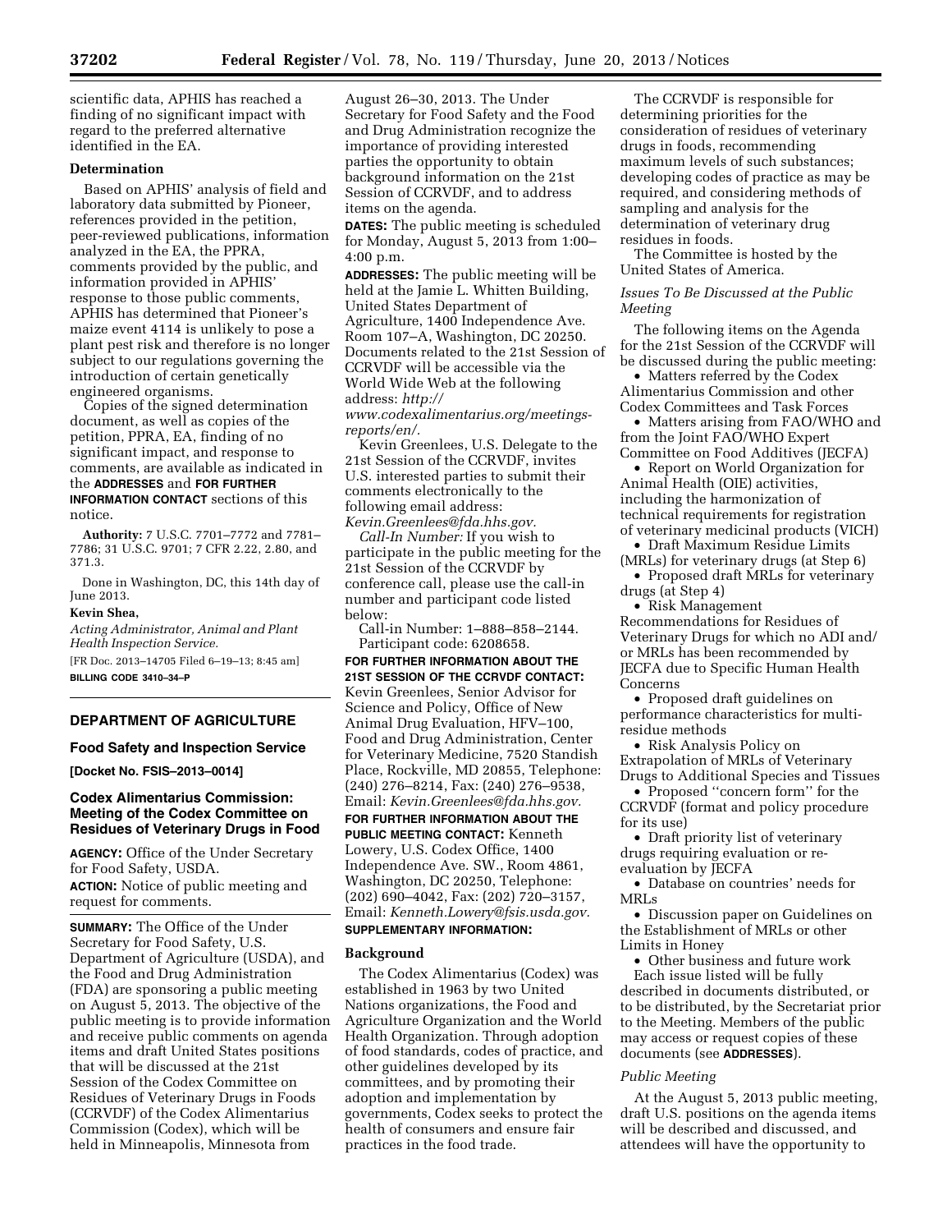scientific data, APHIS has reached a finding of no significant impact with regard to the preferred alternative identified in the EA.

### Determination

Based on APHIS' analysis of field and laboratory data submitted by Pioneer, references provided in the petition, peer-reviewed publications, information analyzed in the EA, the PPRA, comments provided by the public, and information provided in APHIS' response to those public comments, APHIS has determined that Pioneer's maize event 4114 is unlikely to pose a plant pest risk and therefore is no longer subject to our regulations governing the introduction of certain genetically engineered organisms.

Copies of the signed determination document, as well as copies of the petition, PPRA, EA, finding of no significant impact, and response to comments, are available as indicated in the **ADDRESSES** and **FOR FURTHER INFORMATION CONTACT** sections of this notice.

**Authority:** 7 U.S.C. 7701–7772 and 7781–7786; 31 U.S.C. 9701; 7 CFR 2.22, 2.80, and 371.3.

Done in Washington, DC, this 14th day of June 2013.

**Kevin Shea,**

*Acting Administrator, Animal and Plant Health Inspection Service.*

[FR Doc. 2013–14705 Filed 6–19–13; 8:45 am]

**BILLING CODE 3410–34–P**

---

## DEPARTMENT OF AGRICULTURE

### Food Safety and Inspection Service

**[Docket No. FSIS–2013–0014]**

### Codex Alimentarius Commission: Meeting of the Codex Committee on Residues of Veterinary Drugs in Food

**AGENCY:** Office of the Under Secretary for Food Safety, USDA.

**ACTION:** Notice of public meeting and request for comments.

**SUMMARY:** The Office of the Under Secretary for Food Safety, U.S. Department of Agriculture (USDA), and the Food and Drug Administration (FDA) are sponsoring a public meeting on August 5, 2013. The objective of the public meeting is to provide information and receive public comments on agenda items and draft United States positions that will be discussed at the 21st Session of the Codex Committee on Residues of Veterinary Drugs in Foods (CCRVDF) of the Codex Alimentarius Commission (Codex), which will be held in Minneapolis, Minnesota from August 26–30, 2013. The Under Secretary for Food Safety and the Food and Drug Administration recognize the importance of providing interested parties the opportunity to obtain background information on the 21st Session of CCRVDF, and to address items on the agenda.

**DATES:** The public meeting is scheduled for Monday, August 5, 2013 from 1:00–4:00 p.m.

**ADDRESSES:** The public meeting will be held at the Jamie L. Whitten Building, United States Department of Agriculture, 1400 Independence Ave. Room 107–A, Washington, DC 20250. Documents related to the 21st Session of CCRVDF will be accessible via the World Wide Web at the following address: *http://www.codexalimentarius.org/meetings-reports/en/.*

Kevin Greenlees, U.S. Delegate to the 21st Session of the CCRVDF, invites U.S. interested parties to submit their comments electronically to the following email address: *Kevin.Greenlees@fda.hhs.gov.*

*Call-In Number:* If you wish to participate in the public meeting for the 21st Session of the CCRVDF by conference call, please use the call-in number and participant code listed below:

Call-in Number: 1–888–858–2144.
Participant code: 6208658.

**FOR FURTHER INFORMATION ABOUT THE 21ST SESSION OF THE CCRVDF CONTACT:** Kevin Greenlees, Senior Advisor for Science and Policy, Office of New Animal Drug Evaluation, HFV–100, Food and Drug Administration, Center for Veterinary Medicine, 7520 Standish Place, Rockville, MD 20855, Telephone: (240) 276–8214, Fax: (240) 276–9538, Email: *Kevin.Greenlees@fda.hhs.gov.*

**FOR FURTHER INFORMATION ABOUT THE PUBLIC MEETING CONTACT:** Kenneth Lowery, U.S. Codex Office, 1400 Independence Ave. SW., Room 4861, Washington, DC 20250, Telephone: (202) 690–4042, Fax: (202) 720–3157, Email: *Kenneth.Lowery@fsis.usda.gov.*

**SUPPLEMENTARY INFORMATION:**

### Background

The Codex Alimentarius (Codex) was established in 1963 by two United Nations organizations, the Food and Agriculture Organization and the World Health Organization. Through adoption of food standards, codes of practice, and other guidelines developed by its committees, and by promoting their adoption and implementation by governments, Codex seeks to protect the health of consumers and ensure fair practices in the food trade.

The CCRVDF is responsible for determining priorities for the consideration of residues of veterinary drugs in foods, recommending maximum levels of such substances; developing codes of practice as may be required, and considering methods of sampling and analysis for the determination of veterinary drug residues in foods.

The Committee is hosted by the United States of America.

#### *Issues To Be Discussed at the Public Meeting*

The following items on the Agenda for the 21st Session of the CCRVDF will be discussed during the public meeting:

- Matters referred by the Codex Alimentarius Commission and other Codex Committees and Task Forces
- Matters arising from FAO/WHO and from the Joint FAO/WHO Expert Committee on Food Additives (JECFA)
- Report on World Organization for Animal Health (OIE) activities, including the harmonization of technical requirements for registration of veterinary medicinal products (VICH)
- Draft Maximum Residue Limits (MRLs) for veterinary drugs (at Step 6)
- Proposed draft MRLs for veterinary drugs (at Step 4)
- Risk Management Recommendations for Residues of Veterinary Drugs for which no ADI and/or MRLs has been recommended by JECFA due to Specific Human Health Concerns
- Proposed draft guidelines on performance characteristics for multi-residue methods
- Risk Analysis Policy on Extrapolation of MRLs of Veterinary Drugs to Additional Species and Tissues
- Proposed "concern form" for the CCRVDF (format and policy procedure for its use)
- Draft priority list of veterinary drugs requiring evaluation or re-evaluation by JECFA
- Database on countries' needs for MRLs
- Discussion paper on Guidelines on the Establishment of MRLs or other Limits in Honey
- Other business and future work

Each issue listed will be fully described in documents distributed, or to be distributed, by the Secretariat prior to the Meeting. Members of the public may access or request copies of these documents (see **ADDRESSES**).

#### *Public Meeting*

At the August 5, 2013 public meeting, draft U.S. positions on the agenda items will be described and discussed, and attendees will have the opportunity to